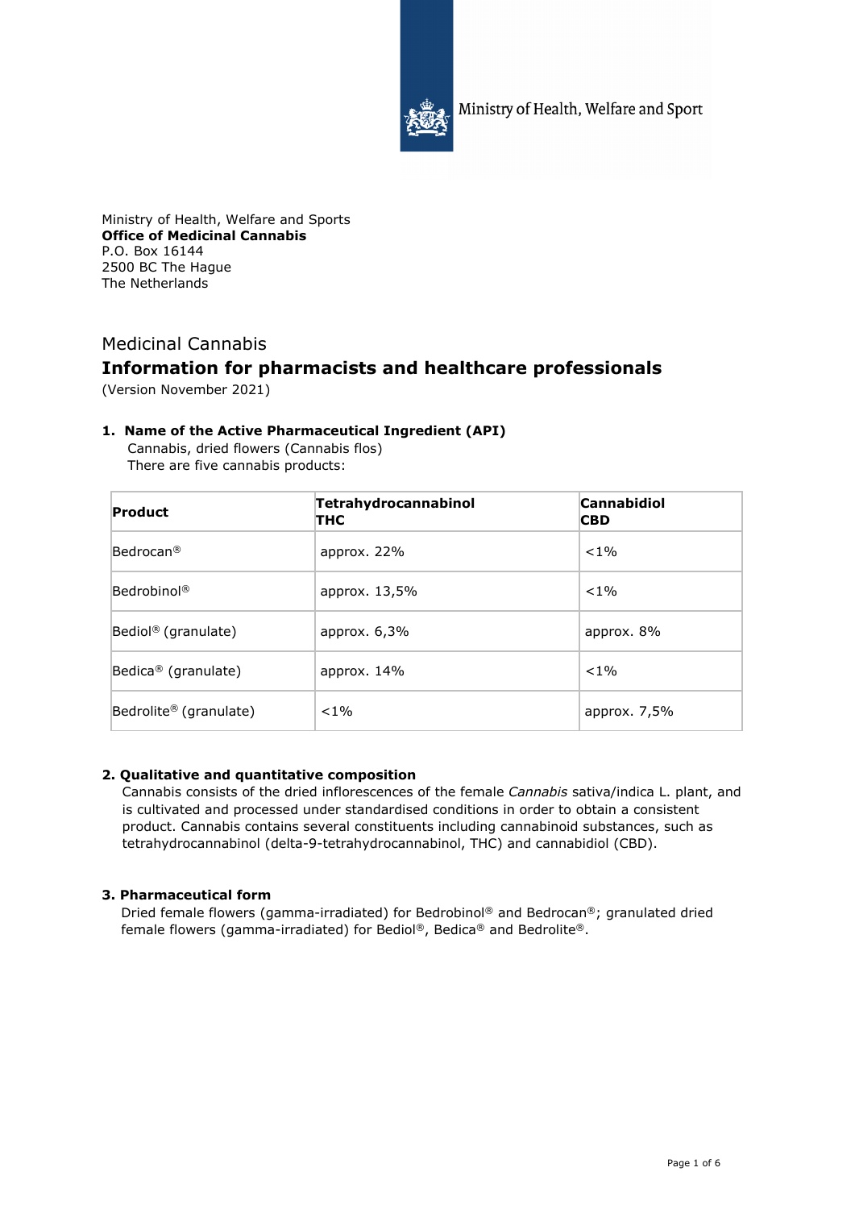Ministry of Health, Welfare and Sport

Ministry of Health, Welfare and Sports
**Office of Medicinal Cannabis**
P.O. Box 16144
2500 BC The Hague
The Netherlands

## Medicinal Cannabis

# Information for pharmacists and healthcare professionals

(Version November 2021)

### 1. Name of the Active Pharmaceutical Ingredient (API)

Cannabis, dried flowers (Cannabis flos)
There are five cannabis products:

| Product | Tetrahydrocannabinol THC | Cannabidiol CBD |
|---|---|---|
| Bedrocan® | approx. 22% | <1% |
| Bedrobinol® | approx. 13,5% | <1% |
| Bediol® (granulate) | approx. 6,3% | approx. 8% |
| Bedica® (granulate) | approx. 14% | <1% |
| Bedrolite® (granulate) | <1% | approx. 7,5% |

### 2. Qualitative and quantitative composition

Cannabis consists of the dried inflorescences of the female *Cannabis* sativa/indica L. plant, and is cultivated and processed under standardised conditions in order to obtain a consistent product. Cannabis contains several constituents including cannabinoid substances, such as tetrahydrocannabinol (delta-9-tetrahydrocannabinol, THC) and cannabidiol (CBD).

### 3. Pharmaceutical form

Dried female flowers (gamma-irradiated) for Bedrobinol® and Bedrocan®; granulated dried female flowers (gamma-irradiated) for Bediol®, Bedica® and Bedrolite®.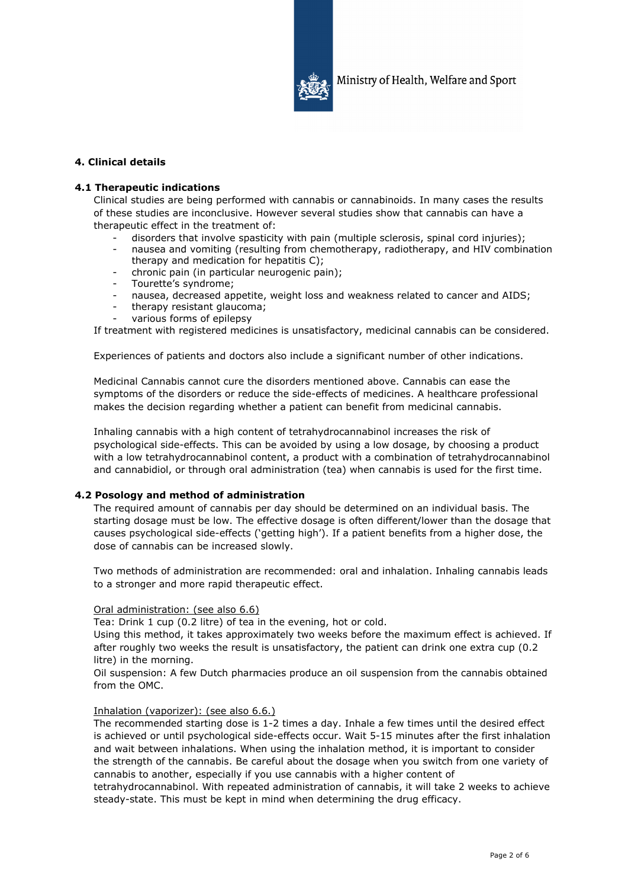## 4. Clinical details

### 4.1 Therapeutic indications

Clinical studies are being performed with cannabis or cannabinoids. In many cases the results of these studies are inconclusive. However several studies show that cannabis can have a therapeutic effect in the treatment of:

- disorders that involve spasticity with pain (multiple sclerosis, spinal cord injuries);
- nausea and vomiting (resulting from chemotherapy, radiotherapy, and HIV combination therapy and medication for hepatitis C);
- chronic pain (in particular neurogenic pain);
- Tourette's syndrome;
- nausea, decreased appetite, weight loss and weakness related to cancer and AIDS;
- therapy resistant glaucoma;
- various forms of epilepsy

If treatment with registered medicines is unsatisfactory, medicinal cannabis can be considered.

Experiences of patients and doctors also include a significant number of other indications.

Medicinal Cannabis cannot cure the disorders mentioned above. Cannabis can ease the symptoms of the disorders or reduce the side-effects of medicines. A healthcare professional makes the decision regarding whether a patient can benefit from medicinal cannabis.

Inhaling cannabis with a high content of tetrahydrocannabinol increases the risk of psychological side-effects. This can be avoided by using a low dosage, by choosing a product with a low tetrahydrocannabinol content, a product with a combination of tetrahydrocannabinol and cannabidiol, or through oral administration (tea) when cannabis is used for the first time.

### 4.2 Posology and method of administration

The required amount of cannabis per day should be determined on an individual basis. The starting dosage must be low. The effective dosage is often different/lower than the dosage that causes psychological side-effects ('getting high'). If a patient benefits from a higher dose, the dose of cannabis can be increased slowly.

Two methods of administration are recommended: oral and inhalation. Inhaling cannabis leads to a stronger and more rapid therapeutic effect.

<u>Oral administration: (see also 6.6)</u>

Tea: Drink 1 cup (0.2 litre) of tea in the evening, hot or cold.

Using this method, it takes approximately two weeks before the maximum effect is achieved. If after roughly two weeks the result is unsatisfactory, the patient can drink one extra cup (0.2 litre) in the morning.

Oil suspension: A few Dutch pharmacies produce an oil suspension from the cannabis obtained from the OMC.

<u>Inhalation (vaporizer): (see also 6.6.)</u>

The recommended starting dose is 1-2 times a day. Inhale a few times until the desired effect is achieved or until psychological side-effects occur. Wait 5-15 minutes after the first inhalation and wait between inhalations. When using the inhalation method, it is important to consider the strength of the cannabis. Be careful about the dosage when you switch from one variety of cannabis to another, especially if you use cannabis with a higher content of tetrahydrocannabinol. With repeated administration of cannabis, it will take 2 weeks to achieve steady-state. This must be kept in mind when determining the drug efficacy.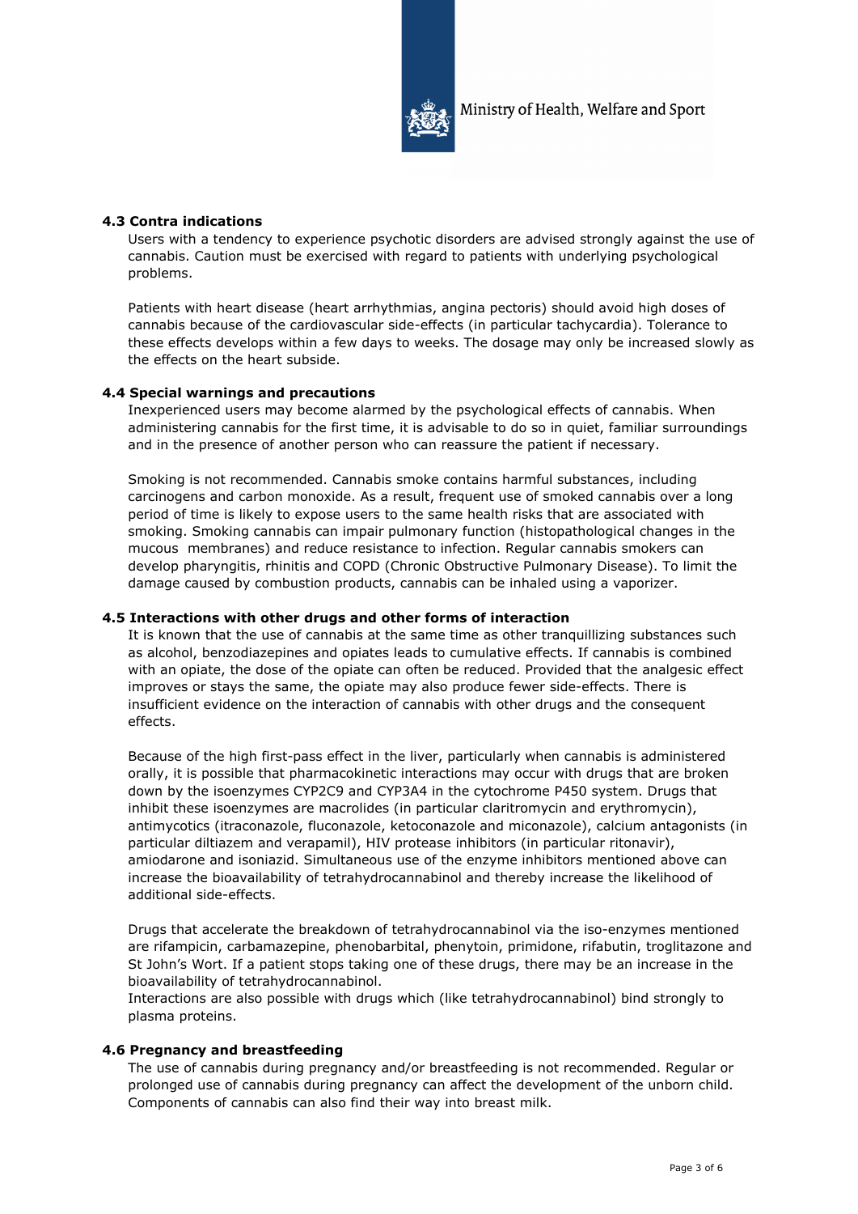#### 4.3 Contra indications

Users with a tendency to experience psychotic disorders are advised strongly against the use of cannabis. Caution must be exercised with regard to patients with underlying psychological problems.

Patients with heart disease (heart arrhythmias, angina pectoris) should avoid high doses of cannabis because of the cardiovascular side-effects (in particular tachycardia). Tolerance to these effects develops within a few days to weeks. The dosage may only be increased slowly as the effects on the heart subside.

#### 4.4 Special warnings and precautions

Inexperienced users may become alarmed by the psychological effects of cannabis. When administering cannabis for the first time, it is advisable to do so in quiet, familiar surroundings and in the presence of another person who can reassure the patient if necessary.

Smoking is not recommended. Cannabis smoke contains harmful substances, including carcinogens and carbon monoxide. As a result, frequent use of smoked cannabis over a long period of time is likely to expose users to the same health risks that are associated with smoking. Smoking cannabis can impair pulmonary function (histopathological changes in the mucous membranes) and reduce resistance to infection. Regular cannabis smokers can develop pharyngitis, rhinitis and COPD (Chronic Obstructive Pulmonary Disease). To limit the damage caused by combustion products, cannabis can be inhaled using a vaporizer.

#### 4.5 Interactions with other drugs and other forms of interaction

It is known that the use of cannabis at the same time as other tranquillizing substances such as alcohol, benzodiazepines and opiates leads to cumulative effects. If cannabis is combined with an opiate, the dose of the opiate can often be reduced. Provided that the analgesic effect improves or stays the same, the opiate may also produce fewer side-effects. There is insufficient evidence on the interaction of cannabis with other drugs and the consequent effects.

Because of the high first-pass effect in the liver, particularly when cannabis is administered orally, it is possible that pharmacokinetic interactions may occur with drugs that are broken down by the isoenzymes CYP2C9 and CYP3A4 in the cytochrome P450 system. Drugs that inhibit these isoenzymes are macrolides (in particular claritromycin and erythromycin), antimycotics (itraconazole, fluconazole, ketoconazole and miconazole), calcium antagonists (in particular diltiazem and verapamil), HIV protease inhibitors (in particular ritonavir), amiodarone and isoniazid. Simultaneous use of the enzyme inhibitors mentioned above can increase the bioavailability of tetrahydrocannabinol and thereby increase the likelihood of additional side-effects.

Drugs that accelerate the breakdown of tetrahydrocannabinol via the iso-enzymes mentioned are rifampicin, carbamazepine, phenobarbital, phenytoin, primidone, rifabutin, troglitazone and St John's Wort. If a patient stops taking one of these drugs, there may be an increase in the bioavailability of tetrahydrocannabinol.
Interactions are also possible with drugs which (like tetrahydrocannabinol) bind strongly to plasma proteins.

#### 4.6 Pregnancy and breastfeeding

The use of cannabis during pregnancy and/or breastfeeding is not recommended. Regular or prolonged use of cannabis during pregnancy can affect the development of the unborn child. Components of cannabis can also find their way into breast milk.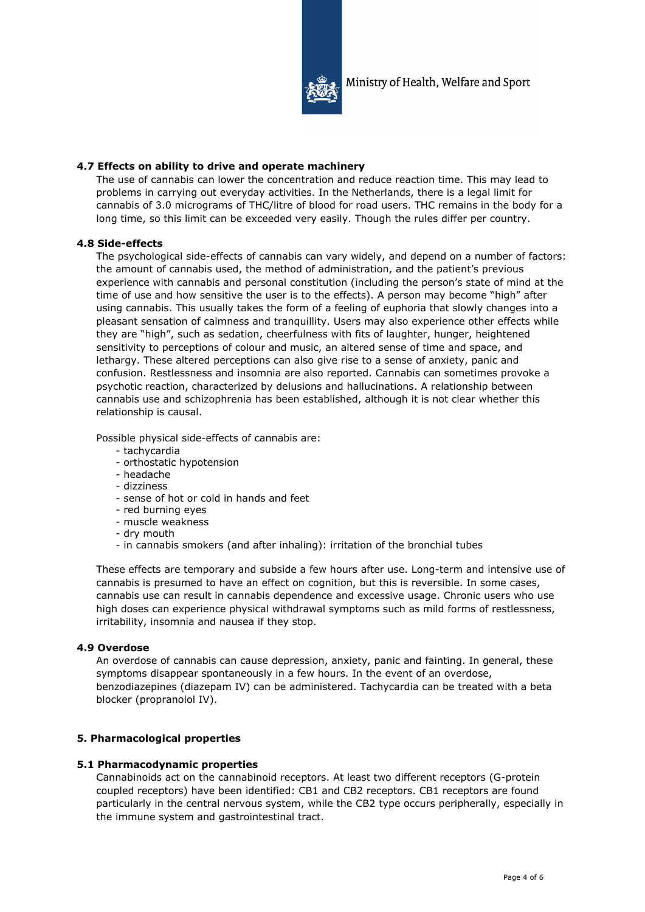### 4.7 Effects on ability to drive and operate machinery

The use of cannabis can lower the concentration and reduce reaction time. This may lead to problems in carrying out everyday activities. In the Netherlands, there is a legal limit for cannabis of 3.0 micrograms of THC/litre of blood for road users. THC remains in the body for a long time, so this limit can be exceeded very easily. Though the rules differ per country.

### 4.8 Side-effects

The psychological side-effects of cannabis can vary widely, and depend on a number of factors: the amount of cannabis used, the method of administration, and the patient's previous experience with cannabis and personal constitution (including the person's state of mind at the time of use and how sensitive the user is to the effects). A person may become "high" after using cannabis. This usually takes the form of a feeling of euphoria that slowly changes into a pleasant sensation of calmness and tranquillity. Users may also experience other effects while they are "high", such as sedation, cheerfulness with fits of laughter, hunger, heightened sensitivity to perceptions of colour and music, an altered sense of time and space, and lethargy. These altered perceptions can also give rise to a sense of anxiety, panic and confusion. Restlessness and insomnia are also reported. Cannabis can sometimes provoke a psychotic reaction, characterized by delusions and hallucinations. A relationship between cannabis use and schizophrenia has been established, although it is not clear whether this relationship is causal.

Possible physical side-effects of cannabis are:

- tachycardia
- orthostatic hypotension
- headache
- dizziness
- sense of hot or cold in hands and feet
- red burning eyes
- muscle weakness
- dry mouth
- in cannabis smokers (and after inhaling): irritation of the bronchial tubes

These effects are temporary and subside a few hours after use. Long-term and intensive use of cannabis is presumed to have an effect on cognition, but this is reversible. In some cases, cannabis use can result in cannabis dependence and excessive usage. Chronic users who use high doses can experience physical withdrawal symptoms such as mild forms of restlessness, irritability, insomnia and nausea if they stop.

### 4.9 Overdose

An overdose of cannabis can cause depression, anxiety, panic and fainting. In general, these symptoms disappear spontaneously in a few hours. In the event of an overdose, benzodiazepines (diazepam IV) can be administered. Tachycardia can be treated with a beta blocker (propranolol IV).

## 5. Pharmacological properties

### 5.1 Pharmacodynamic properties

Cannabinoids act on the cannabinoid receptors. At least two different receptors (G-protein coupled receptors) have been identified: CB1 and CB2 receptors. CB1 receptors are found particularly in the central nervous system, while the CB2 type occurs peripherally, especially in the immune system and gastrointestinal tract.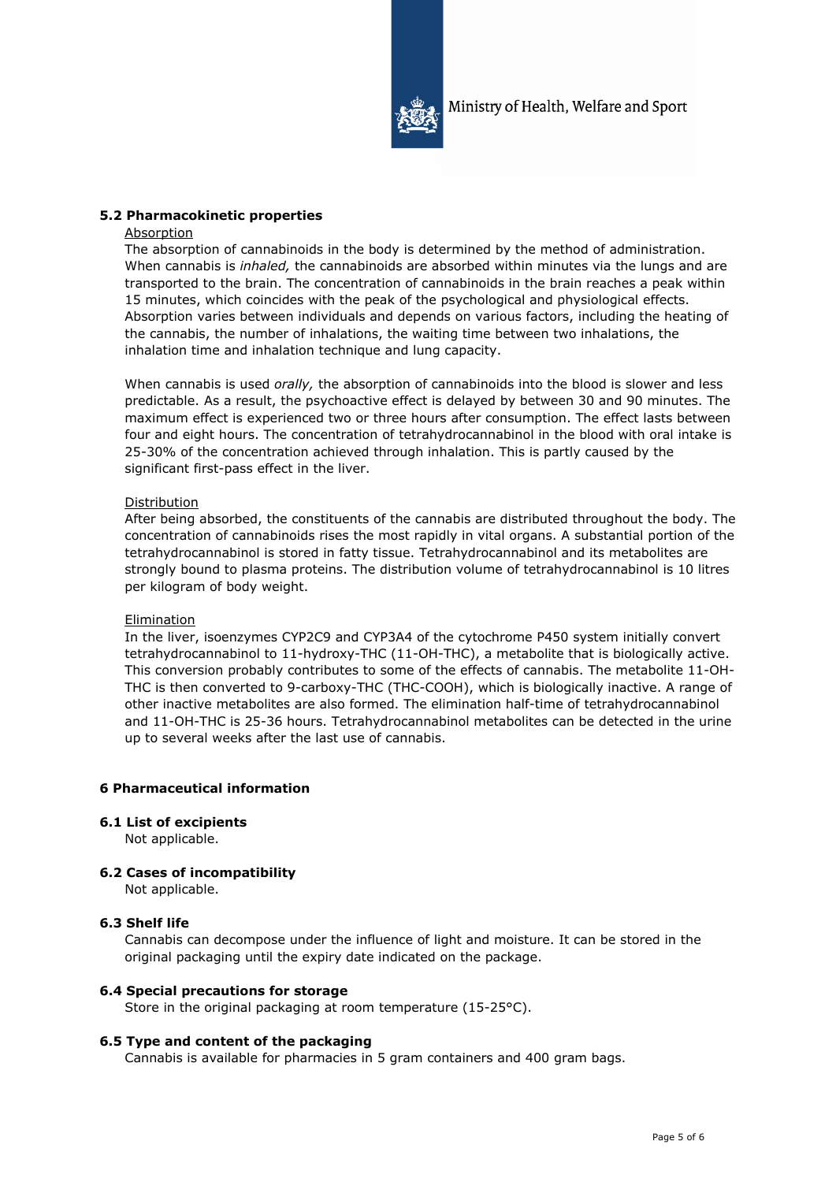### 5.2 Pharmacokinetic properties

Absorption

The absorption of cannabinoids in the body is determined by the method of administration. When cannabis is *inhaled,* the cannabinoids are absorbed within minutes via the lungs and are transported to the brain. The concentration of cannabinoids in the brain reaches a peak within 15 minutes, which coincides with the peak of the psychological and physiological effects. Absorption varies between individuals and depends on various factors, including the heating of the cannabis, the number of inhalations, the waiting time between two inhalations, the inhalation time and inhalation technique and lung capacity.

When cannabis is used *orally,* the absorption of cannabinoids into the blood is slower and less predictable. As a result, the psychoactive effect is delayed by between 30 and 90 minutes. The maximum effect is experienced two or three hours after consumption. The effect lasts between four and eight hours. The concentration of tetrahydrocannabinol in the blood with oral intake is 25-30% of the concentration achieved through inhalation. This is partly caused by the significant first-pass effect in the liver.

Distribution

After being absorbed, the constituents of the cannabis are distributed throughout the body. The concentration of cannabinoids rises the most rapidly in vital organs. A substantial portion of the tetrahydrocannabinol is stored in fatty tissue. Tetrahydrocannabinol and its metabolites are strongly bound to plasma proteins. The distribution volume of tetrahydrocannabinol is 10 litres per kilogram of body weight.

Elimination

In the liver, isoenzymes CYP2C9 and CYP3A4 of the cytochrome P450 system initially convert tetrahydrocannabinol to 11-hydroxy-THC (11-OH-THC), a metabolite that is biologically active. This conversion probably contributes to some of the effects of cannabis. The metabolite 11-OH-THC is then converted to 9-carboxy-THC (THC-COOH), which is biologically inactive. A range of other inactive metabolites are also formed. The elimination half-time of tetrahydrocannabinol and 11-OH-THC is 25-36 hours. Tetrahydrocannabinol metabolites can be detected in the urine up to several weeks after the last use of cannabis.

## 6 Pharmaceutical information

### 6.1 List of excipients

Not applicable.

### 6.2 Cases of incompatibility

Not applicable.

### 6.3 Shelf life

Cannabis can decompose under the influence of light and moisture. It can be stored in the original packaging until the expiry date indicated on the package.

### 6.4 Special precautions for storage

Store in the original packaging at room temperature (15-25°C).

### 6.5 Type and content of the packaging

Cannabis is available for pharmacies in 5 gram containers and 400 gram bags.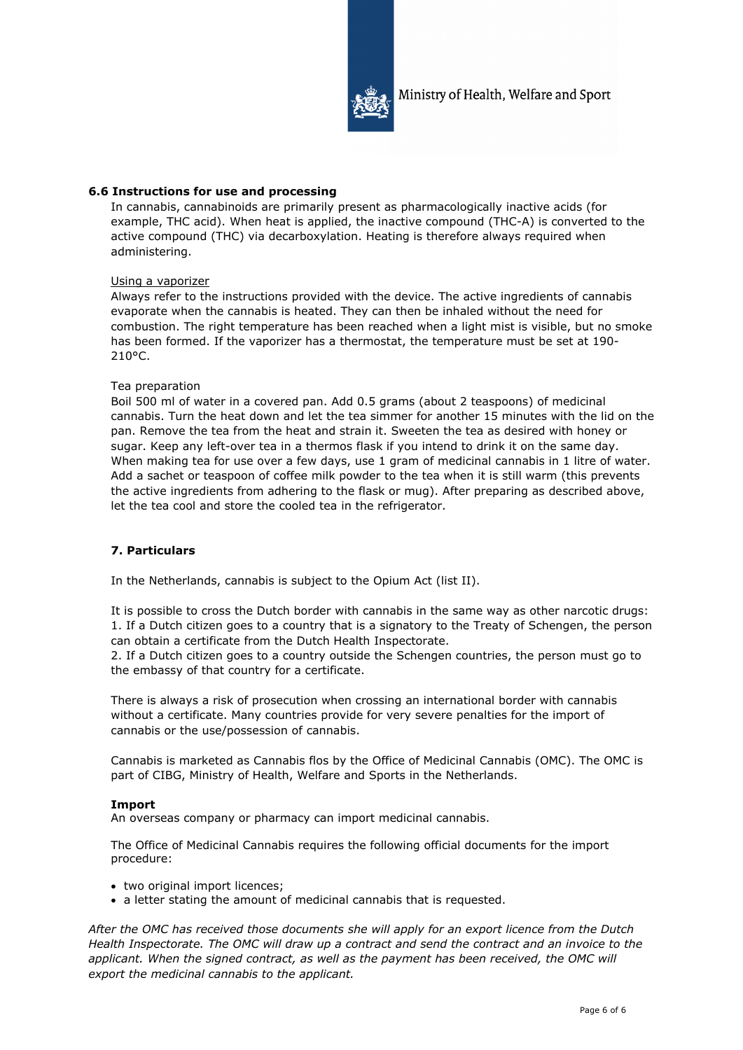### 6.6 Instructions for use and processing

In cannabis, cannabinoids are primarily present as pharmacologically inactive acids (for example, THC acid). When heat is applied, the inactive compound (THC-A) is converted to the active compound (THC) via decarboxylation. Heating is therefore always required when administering.

Using a vaporizer

Always refer to the instructions provided with the device. The active ingredients of cannabis evaporate when the cannabis is heated. They can then be inhaled without the need for combustion. The right temperature has been reached when a light mist is visible, but no smoke has been formed. If the vaporizer has a thermostat, the temperature must be set at 190-210°C.

Tea preparation

Boil 500 ml of water in a covered pan. Add 0.5 grams (about 2 teaspoons) of medicinal cannabis. Turn the heat down and let the tea simmer for another 15 minutes with the lid on the pan. Remove the tea from the heat and strain it. Sweeten the tea as desired with honey or sugar. Keep any left-over tea in a thermos flask if you intend to drink it on the same day. When making tea for use over a few days, use 1 gram of medicinal cannabis in 1 litre of water. Add a sachet or teaspoon of coffee milk powder to the tea when it is still warm (this prevents the active ingredients from adhering to the flask or mug). After preparing as described above, let the tea cool and store the cooled tea in the refrigerator.

### 7. Particulars

In the Netherlands, cannabis is subject to the Opium Act (list II).

It is possible to cross the Dutch border with cannabis in the same way as other narcotic drugs:
1. If a Dutch citizen goes to a country that is a signatory to the Treaty of Schengen, the person can obtain a certificate from the Dutch Health Inspectorate.
2. If a Dutch citizen goes to a country outside the Schengen countries, the person must go to the embassy of that country for a certificate.

There is always a risk of prosecution when crossing an international border with cannabis without a certificate. Many countries provide for very severe penalties for the import of cannabis or the use/possession of cannabis.

Cannabis is marketed as Cannabis flos by the Office of Medicinal Cannabis (OMC). The OMC is part of CIBG, Ministry of Health, Welfare and Sports in the Netherlands.

**Import**

An overseas company or pharmacy can import medicinal cannabis.

The Office of Medicinal Cannabis requires the following official documents for the import procedure:

- two original import licences;
- a letter stating the amount of medicinal cannabis that is requested.

*After the OMC has received those documents she will apply for an export licence from the Dutch Health Inspectorate. The OMC will draw up a contract and send the contract and an invoice to the applicant. When the signed contract, as well as the payment has been received, the OMC will export the medicinal cannabis to the applicant.*